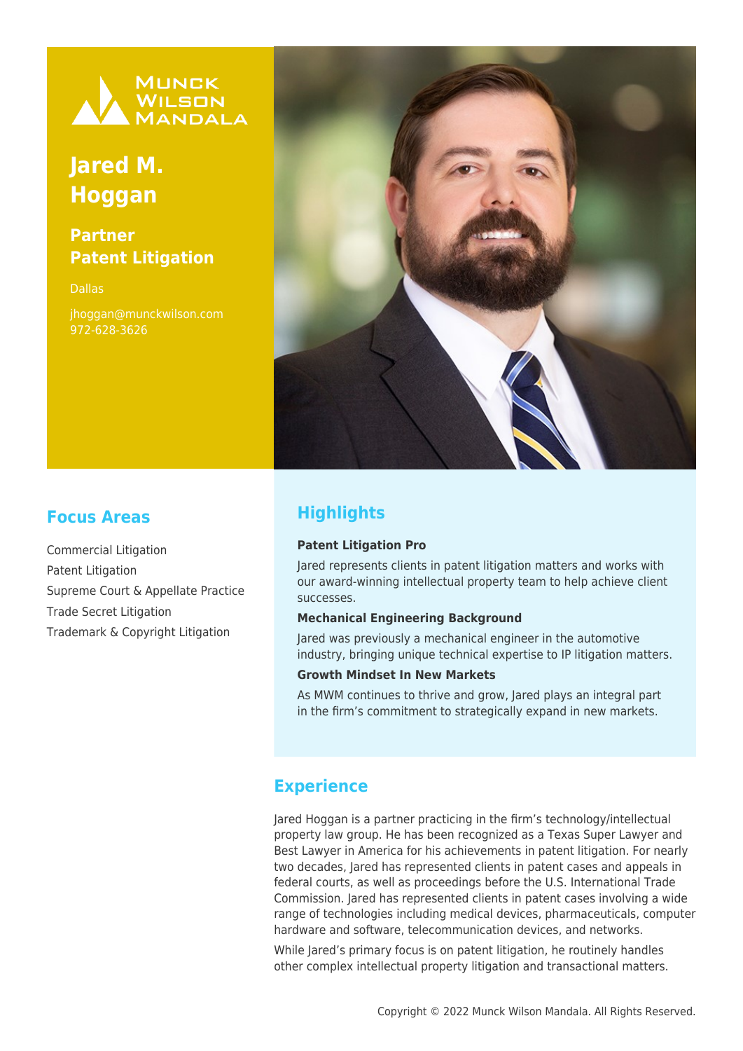# Jared M. Hoggan

## Partner
## Patent Litigation

Dallas

jhoggan@munckwilson.com
972-628-3626

## Focus Areas

Commercial Litigation
Patent Litigation
Supreme Court & Appellate Practice
Trade Secret Litigation
Trademark & Copyright Litigation

## Highlights

**Patent Litigation Pro**

Jared represents clients in patent litigation matters and works with our award-winning intellectual property team to help achieve client successes.

**Mechanical Engineering Background**

Jared was previously a mechanical engineer in the automotive industry, bringing unique technical expertise to IP litigation matters.

**Growth Mindset In New Markets**

As MWM continues to thrive and grow, Jared plays an integral part in the firm's commitment to strategically expand in new markets.

## Experience

Jared Hoggan is a partner practicing in the firm's technology/intellectual property law group. He has been recognized as a Texas Super Lawyer and Best Lawyer in America for his achievements in patent litigation. For nearly two decades, Jared has represented clients in patent cases and appeals in federal courts, as well as proceedings before the U.S. International Trade Commission. Jared has represented clients in patent cases involving a wide range of technologies including medical devices, pharmaceuticals, computer hardware and software, telecommunication devices, and networks.

While Jared's primary focus is on patent litigation, he routinely handles other complex intellectual property litigation and transactional matters.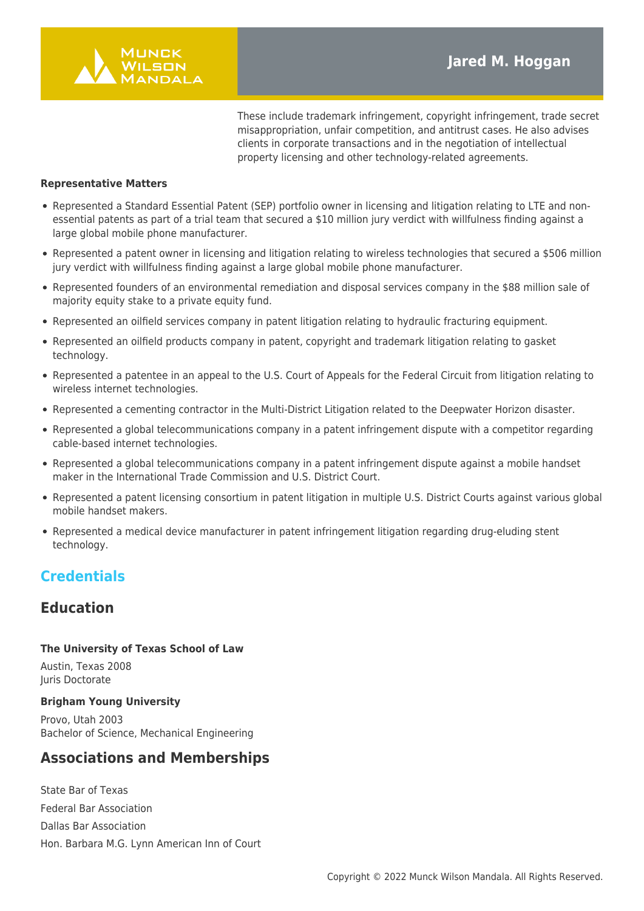These include trademark infringement, copyright infringement, trade secret misappropriation, unfair competition, and antitrust cases. He also advises clients in corporate transactions and in the negotiation of intellectual property licensing and other technology-related agreements.

**Representative Matters**

- Represented a Standard Essential Patent (SEP) portfolio owner in licensing and litigation relating to LTE and non-essential patents as part of a trial team that secured a $10 million jury verdict with willfulness finding against a large global mobile phone manufacturer.
- Represented a patent owner in licensing and litigation relating to wireless technologies that secured a $506 million jury verdict with willfulness finding against a large global mobile phone manufacturer.
- Represented founders of an environmental remediation and disposal services company in the $88 million sale of majority equity stake to a private equity fund.
- Represented an oilfield services company in patent litigation relating to hydraulic fracturing equipment.
- Represented an oilfield products company in patent, copyright and trademark litigation relating to gasket technology.
- Represented a patentee in an appeal to the U.S. Court of Appeals for the Federal Circuit from litigation relating to wireless internet technologies.
- Represented a cementing contractor in the Multi-District Litigation related to the Deepwater Horizon disaster.
- Represented a global telecommunications company in a patent infringement dispute with a competitor regarding cable-based internet technologies.
- Represented a global telecommunications company in a patent infringement dispute against a mobile handset maker in the International Trade Commission and U.S. District Court.
- Represented a patent licensing consortium in patent litigation in multiple U.S. District Courts against various global mobile handset makers.
- Represented a medical device manufacturer in patent infringement litigation regarding drug-eluding stent technology.

## Credentials

## Education

**The University of Texas School of Law**

Austin, Texas 2008
Juris Doctorate

**Brigham Young University**

Provo, Utah 2003
Bachelor of Science, Mechanical Engineering

## Associations and Memberships

State Bar of Texas

Federal Bar Association

Dallas Bar Association

Hon. Barbara M.G. Lynn American Inn of Court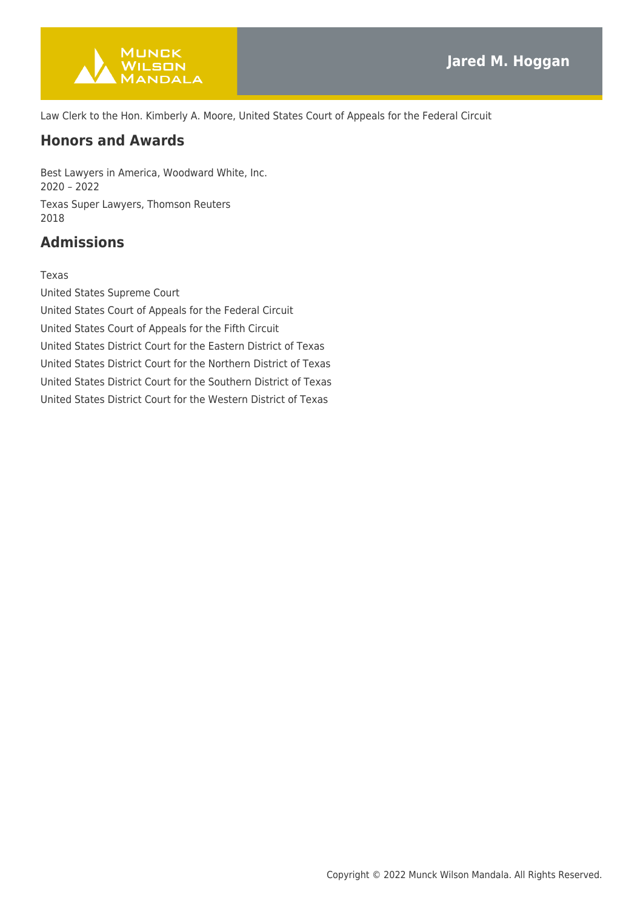Law Clerk to the Hon. Kimberly A. Moore, United States Court of Appeals for the Federal Circuit

## Honors and Awards

Best Lawyers in America, Woodward White, Inc.
2020 – 2022

Texas Super Lawyers, Thomson Reuters
2018

## Admissions

Texas

United States Supreme Court

United States Court of Appeals for the Federal Circuit

United States Court of Appeals for the Fifth Circuit

United States District Court for the Eastern District of Texas

United States District Court for the Northern District of Texas

United States District Court for the Southern District of Texas

United States District Court for the Western District of Texas